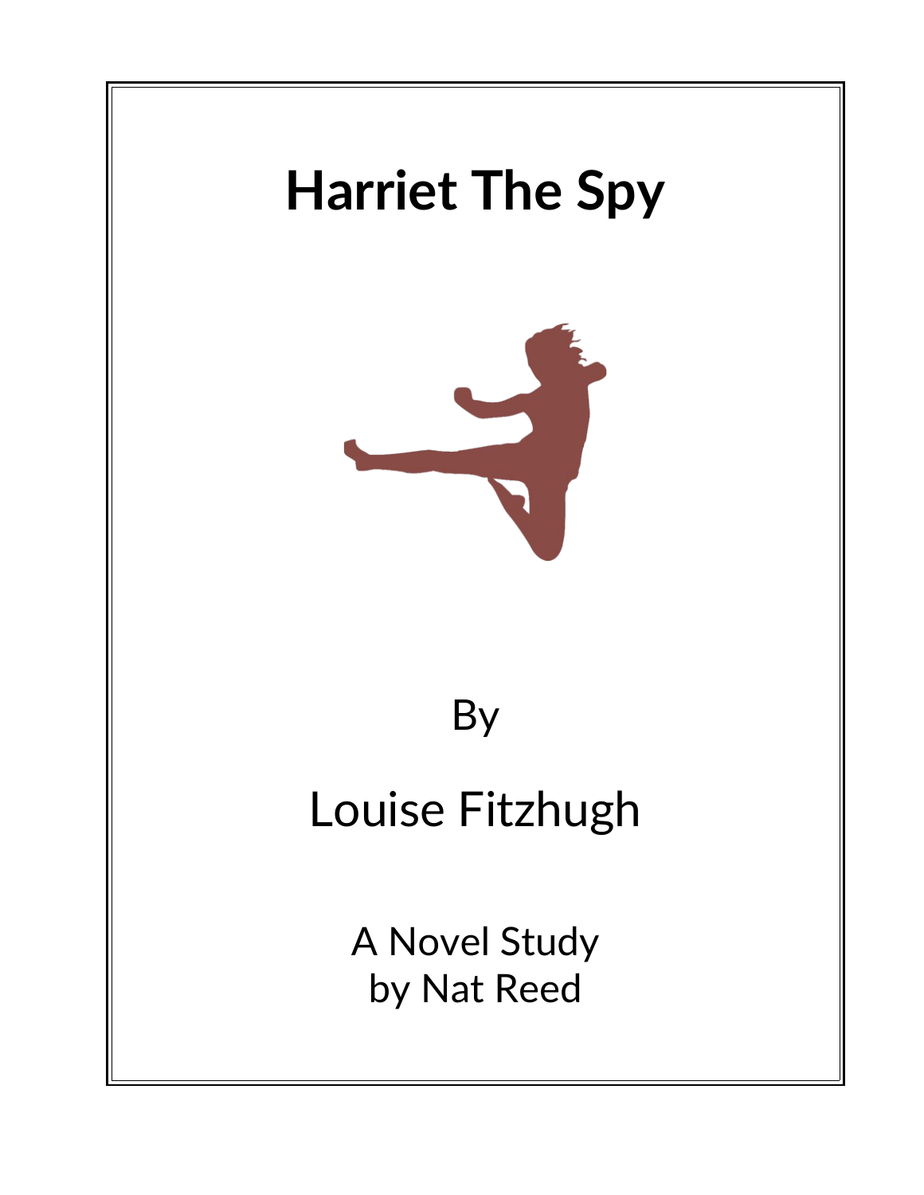# Harriet The Spy

By

Louise Fitzhugh

A Novel Study
by Nat Reed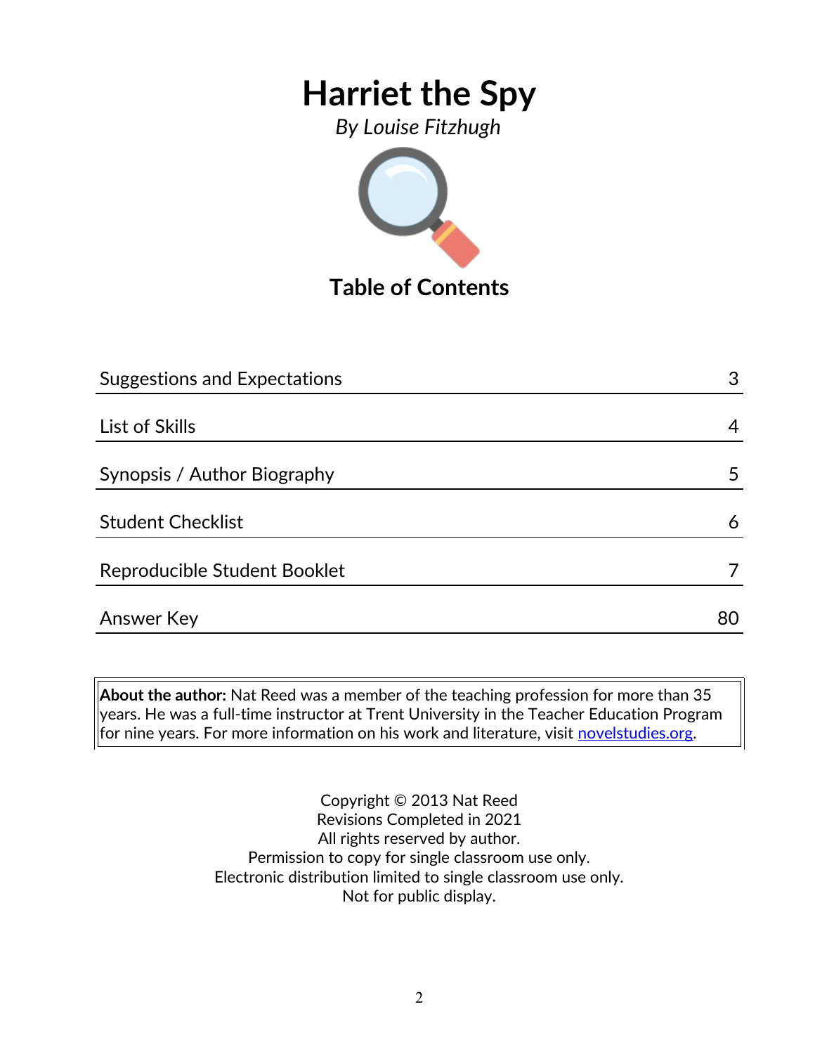# Harriet the Spy

*By Louise Fitzhugh*

## Table of Contents

| | |
|---|---|
| Suggestions and Expectations | 3 |
| List of Skills | 4 |
| Synopsis / Author Biography | 5 |
| Student Checklist | 6 |
| Reproducible Student Booklet | 7 |
| Answer Key | 80 |

**About the author:** Nat Reed was a member of the teaching profession for more than 35 years. He was a full-time instructor at Trent University in the Teacher Education Program for nine years. For more information on his work and literature, visit [novelstudies.org](novelstudies.org).

Copyright © 2013 Nat Reed
Revisions Completed in 2021
All rights reserved by author.
Permission to copy for single classroom use only.
Electronic distribution limited to single classroom use only.
Not for public display.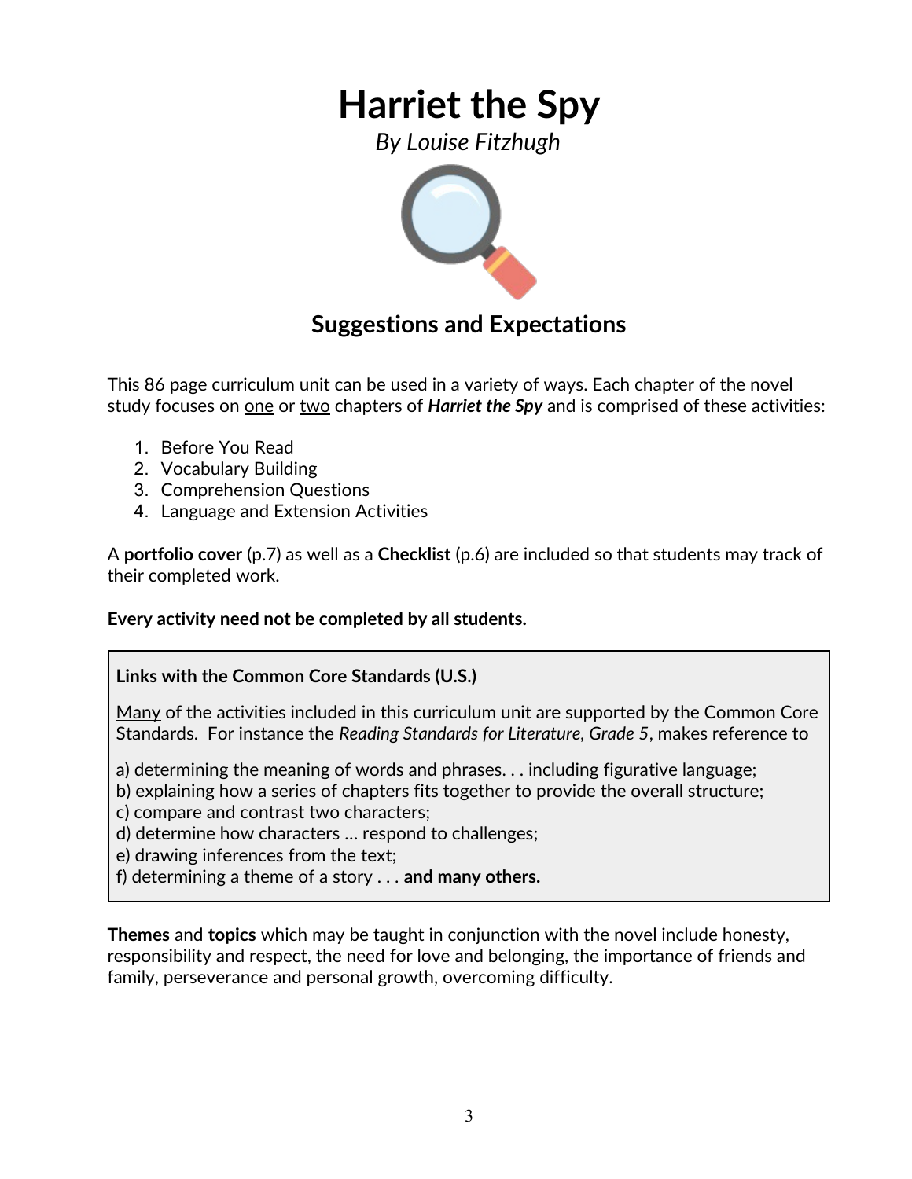# Harriet the Spy

*By Louise Fitzhugh*

## Suggestions and Expectations

This 86 page curriculum unit can be used in a variety of ways. Each chapter of the novel study focuses on <u>one</u> or <u>two</u> chapters of ***Harriet the Spy*** and is comprised of these activities:

1. Before You Read
2. Vocabulary Building
3. Comprehension Questions
4. Language and Extension Activities

A **portfolio cover** (p.7) as well as a **Checklist** (p.6) are included so that students may track of their completed work.

**Every activity need not be completed by all students.**

> **Links with the Common Core Standards (U.S.)**
>
> <u>Many</u> of the activities included in this curriculum unit are supported by the Common Core Standards. For instance the *Reading Standards for Literature, Grade 5*, makes reference to
>
> a) determining the meaning of words and phrases. . . including figurative language;
> b) explaining how a series of chapters fits together to provide the overall structure;
> c) compare and contrast two characters;
> d) determine how characters … respond to challenges;
> e) drawing inferences from the text;
> f) determining a theme of a story . . . **and many others.**

**Themes** and **topics** which may be taught in conjunction with the novel include honesty, responsibility and respect, the need for love and belonging, the importance of friends and family, perseverance and personal growth, overcoming difficulty.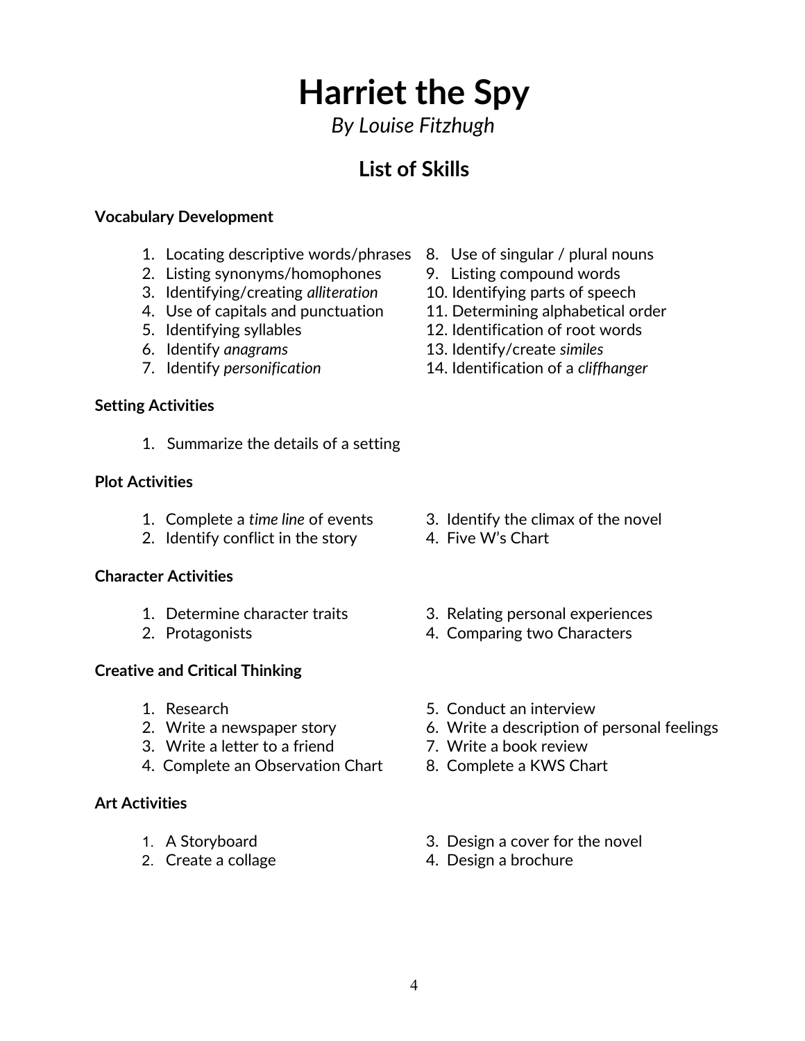# Harriet the Spy

*By Louise Fitzhugh*

## List of Skills

**Vocabulary Development**

1. Locating descriptive words/phrases
2. Listing synonyms/homophones
3. Identifying/creating *alliteration*
4. Use of capitals and punctuation
5. Identifying syllables
6. Identify *anagrams*
7. Identify *personification*
8. Use of singular / plural nouns
9. Listing compound words
10. Identifying parts of speech
11. Determining alphabetical order
12. Identification of root words
13. Identify/create *similes*
14. Identification of a *cliffhanger*

**Setting Activities**

1. Summarize the details of a setting

**Plot Activities**

1. Complete a *time line* of events
2. Identify conflict in the story
3. Identify the climax of the novel
4. Five W's Chart

**Character Activities**

1. Determine character traits
2. Protagonists
3. Relating personal experiences
4. Comparing two Characters

**Creative and Critical Thinking**

1. Research
2. Write a newspaper story
3. Write a letter to a friend
4. Complete an Observation Chart
5. Conduct an interview
6. Write a description of personal feelings
7. Write a book review
8. Complete a KWS Chart

**Art Activities**

1. A Storyboard
2. Create a collage
3. Design a cover for the novel
4. Design a brochure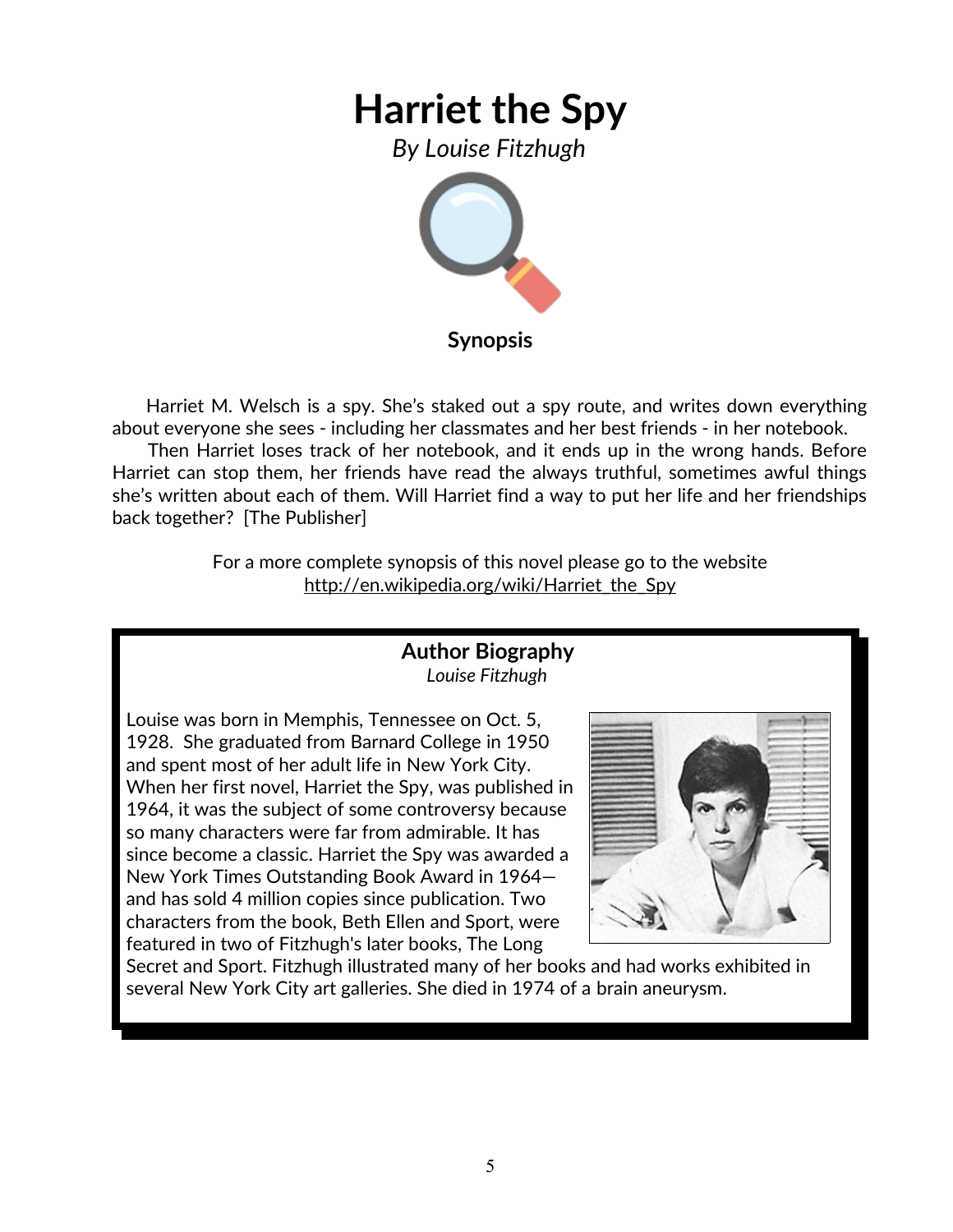# Harriet the Spy

*By Louise Fitzhugh*

**Synopsis**

Harriet M. Welsch is a spy. She's staked out a spy route, and writes down everything about everyone she sees - including her classmates and her best friends - in her notebook.

Then Harriet loses track of her notebook, and it ends up in the wrong hands. Before Harriet can stop them, her friends have read the always truthful, sometimes awful things she's written about each of them. Will Harriet find a way to put her life and her friendships back together? [The Publisher]

For a more complete synopsis of this novel please go to the website
http://en.wikipedia.org/wiki/Harriet_the_Spy

## Author Biography

*Louise Fitzhugh*

Louise was born in Memphis, Tennessee on Oct. 5, 1928. She graduated from Barnard College in 1950 and spent most of her adult life in New York City. When her first novel, Harriet the Spy, was published in 1964, it was the subject of some controversy because so many characters were far from admirable. It has since become a classic. Harriet the Spy was awarded a New York Times Outstanding Book Award in 1964—and has sold 4 million copies since publication. Two characters from the book, Beth Ellen and Sport, were featured in two of Fitzhugh's later books, The Long Secret and Sport. Fitzhugh illustrated many of her books and had works exhibited in several New York City art galleries. She died in 1974 of a brain aneurysm.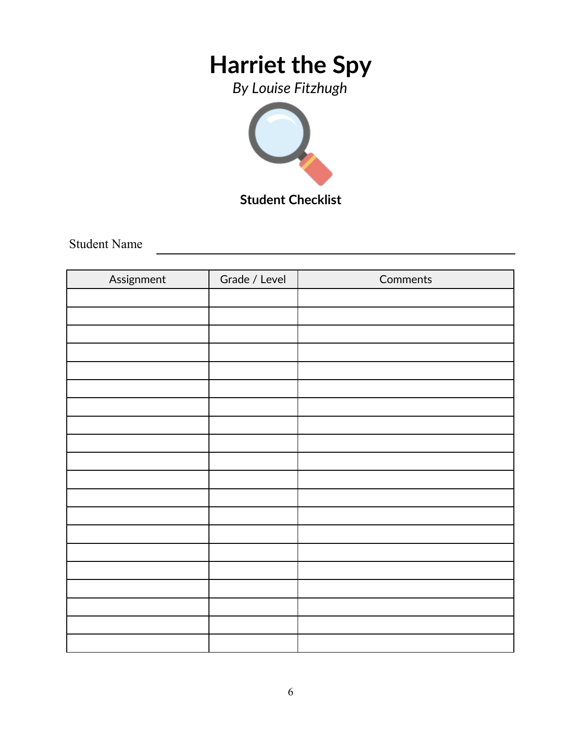# Harriet the Spy

*By Louise Fitzhugh*

**Student Checklist**

Student Name ______________________________________________

| Assignment | Grade / Level | Comments |
|---|---|---|
| | | |
| | | |
| | | |
| | | |
| | | |
| | | |
| | | |
| | | |
| | | |
| | | |
| | | |
| | | |
| | | |
| | | |
| | | |
| | | |
| | | |
| | | |
| | | |
| | | |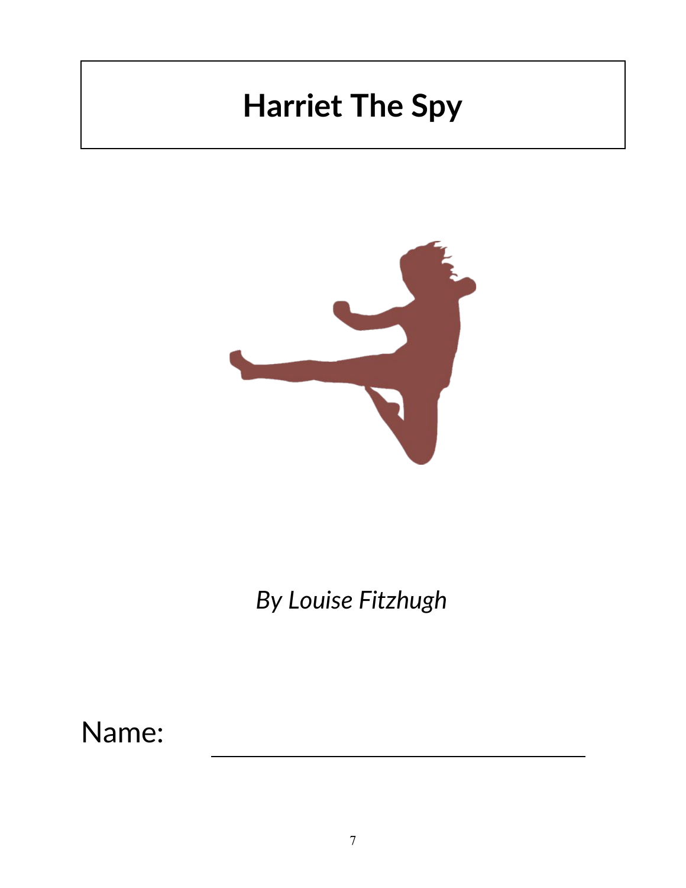# Harriet The Spy

*By Louise Fitzhugh*

Name: \_\_\_\_\_\_\_\_\_\_\_\_\_\_\_\_\_\_\_\_\_\_\_\_\_\_\_\_\_\_\_\_\_\_\_\_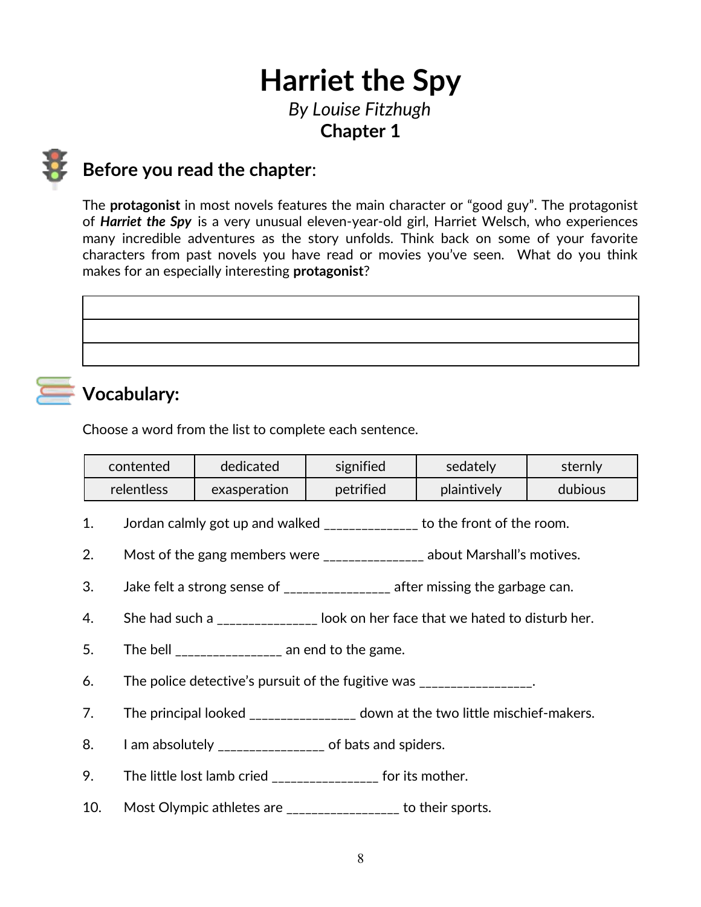# Harriet the Spy

*By Louise Fitzhugh*

**Chapter 1**

## Before you read the chapter:

The **protagonist** in most novels features the main character or "good guy". The protagonist of ***Harriet the Spy*** is a very unusual eleven-year-old girl, Harriet Welsch, who experiences many incredible adventures as the story unfolds. Think back on some of your favorite characters from past novels you have read or movies you've seen. What do you think makes for an especially interesting **protagonist**?

| |
|---|
| |
| |

## Vocabulary:

Choose a word from the list to complete each sentence.

| | | | | |
|---|---|---|---|---|
| contented | dedicated | signified | sedately | sternly |
| relentless | exasperation | petrified | plaintively | dubious |

1. Jordan calmly got up and walked ______________ to the front of the room.
2. Most of the gang members were _______________ about Marshall's motives.
3. Jake felt a strong sense of ________________ after missing the garbage can.
4. She had such a _______________ look on her face that we hated to disturb her.
5. The bell ________________ an end to the game.
6. The police detective's pursuit of the fugitive was _________________.
7. The principal looked ________________ down at the two little mischief-makers.
8. I am absolutely ________________ of bats and spiders.
9. The little lost lamb cried ________________ for its mother.
10. Most Olympic athletes are _________________ to their sports.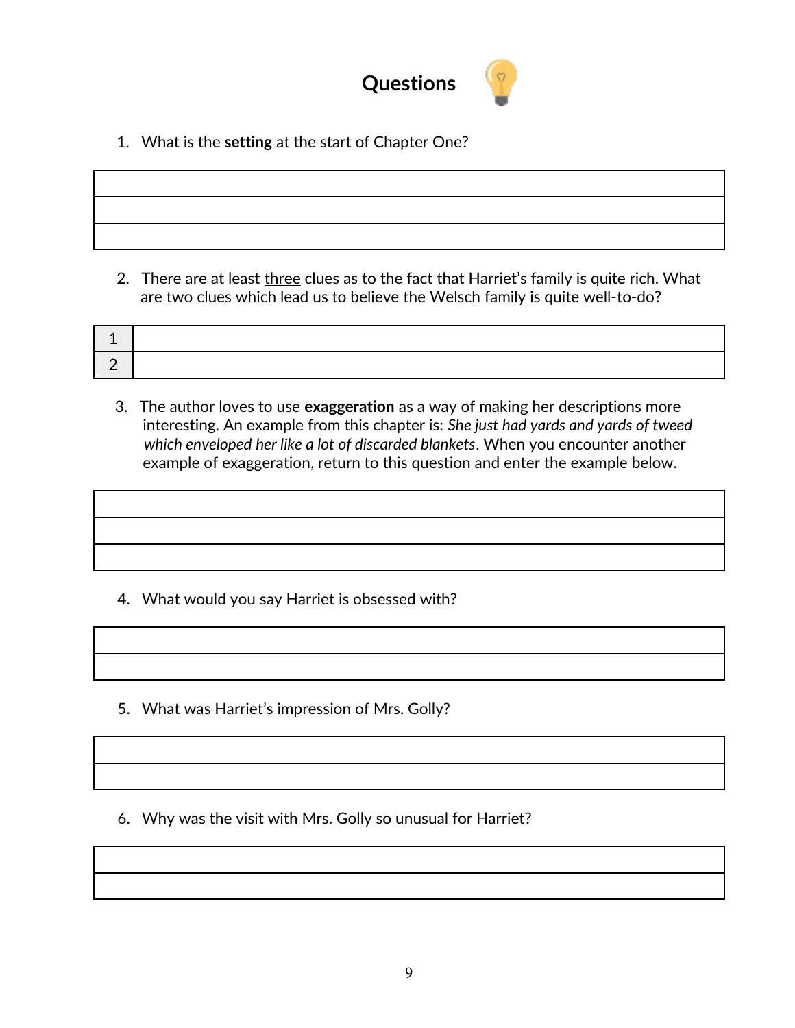# Questions

1. What is the **setting** at the start of Chapter One?

| |
|---|
| |
| |
| |

2. There are at least <u>three</u> clues as to the fact that Harriet's family is quite rich. What are <u>two</u> clues which lead us to believe the Welsch family is quite well-to-do?

| | |
|---|---|
| 1 | |
| 2 | |

3. The author loves to use **exaggeration** as a way of making her descriptions more interesting. An example from this chapter is: *She just had yards and yards of tweed which enveloped her like a lot of discarded blankets*. When you encounter another example of exaggeration, return to this question and enter the example below.

| |
|---|
| |
| |
| |

4. What would you say Harriet is obsessed with?

| |
|---|
| |
| |

5. What was Harriet's impression of Mrs. Golly?

| |
|---|
| |
| |

6. Why was the visit with Mrs. Golly so unusual for Harriet?

| |
|---|
| |
| |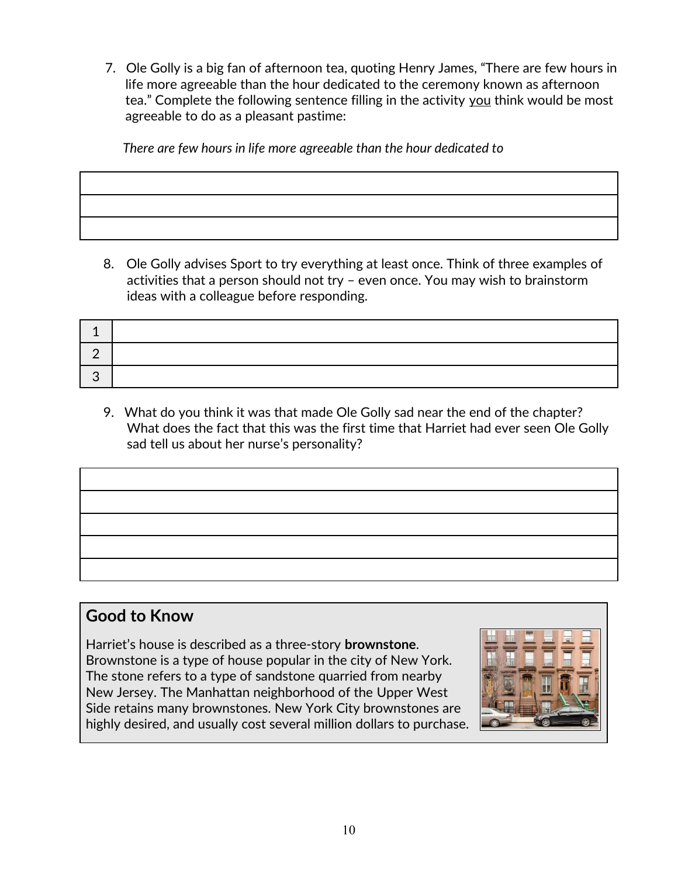7. Ole Golly is a big fan of afternoon tea, quoting Henry James, "There are few hours in life more agreeable than the hour dedicated to the ceremony known as afternoon tea." Complete the following sentence filling in the activity <u>you</u> think would be most agreeable to do as a pleasant pastime:

*There are few hours in life more agreeable than the hour dedicated to*

| |
|---|
| |
| |
| |

8. Ole Golly advises Sport to try everything at least once. Think of three examples of activities that a person should not try – even once. You may wish to brainstorm ideas with a colleague before responding.

| | |
|---|---|
| 1 | |
| 2 | |
| 3 | |

9. What do you think it was that made Ole Golly sad near the end of the chapter? What does the fact that this was the first time that Harriet had ever seen Ole Golly sad tell us about her nurse's personality?

| |
|---|
| |
| |
| |
| |
| |

## Good to Know

Harriet's house is described as a three-story **brownstone**. Brownstone is a type of house popular in the city of New York. The stone refers to a type of sandstone quarried from nearby New Jersey. The Manhattan neighborhood of the Upper West Side retains many brownstones. New York City brownstones are highly desired, and usually cost several million dollars to purchase.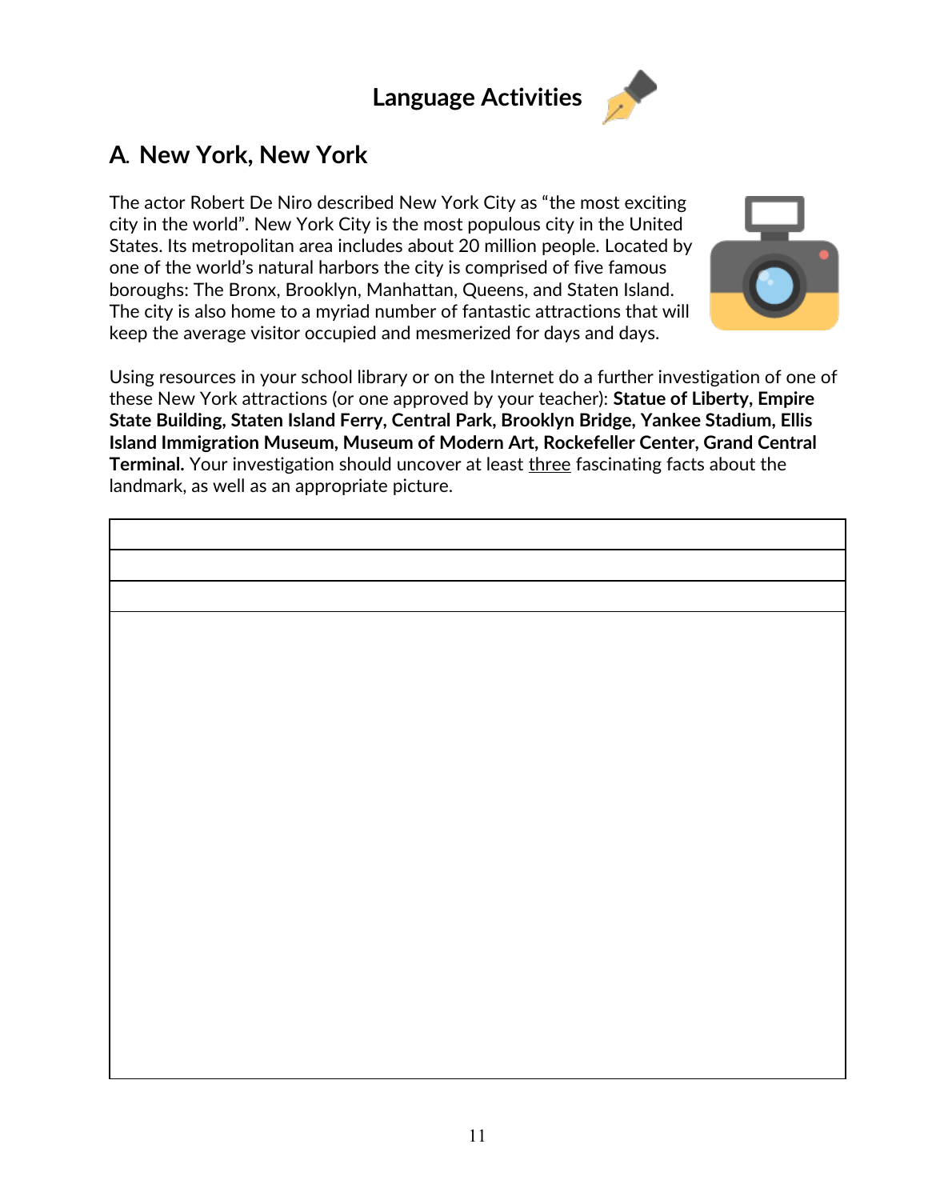# Language Activities

## A. New York, New York

The actor Robert De Niro described New York City as "the most exciting city in the world". New York City is the most populous city in the United States. Its metropolitan area includes about 20 million people. Located by one of the world's natural harbors the city is comprised of five famous boroughs: The Bronx, Brooklyn, Manhattan, Queens, and Staten Island. The city is also home to a myriad number of fantastic attractions that will keep the average visitor occupied and mesmerized for days and days.

Using resources in your school library or on the Internet do a further investigation of one of these New York attractions (or one approved by your teacher): **Statue of Liberty, Empire State Building, Staten Island Ferry, Central Park, Brooklyn Bridge, Yankee Stadium, Ellis Island Immigration Museum, Museum of Modern Art, Rockefeller Center, Grand Central Terminal.** Your investigation should uncover at least <u>three</u> fascinating facts about the landmark, as well as an appropriate picture.

| |
|---|
| |
| |
| |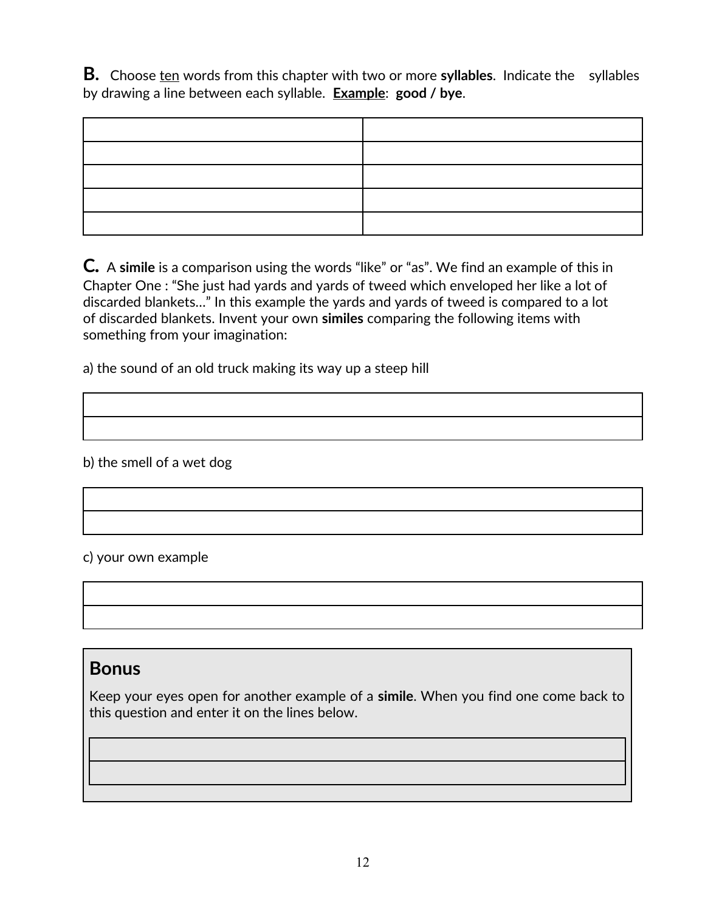**B.** Choose <u>ten</u> words from this chapter with two or more **syllables**. Indicate the syllables by drawing a line between each syllable. **<u>Example</u>**: **good / bye**.

| | |
|---|---|
| | |
| | |
| | |
| | |
| | |

**C.** A **simile** is a comparison using the words "like" or "as". We find an example of this in Chapter One : "She just had yards and yards of tweed which enveloped her like a lot of discarded blankets…" In this example the yards and yards of tweed is compared to a lot of discarded blankets. Invent your own **similes** comparing the following items with something from your imagination:

a) the sound of an old truck making its way up a steep hill

| |
|---|
| |
| |

b) the smell of a wet dog

| |
|---|
| |
| |

c) your own example

| |
|---|
| |
| |

## Bonus

Keep your eyes open for another example of a **simile**. When you find one come back to this question and enter it on the lines below.

| |
|---|
| |
| |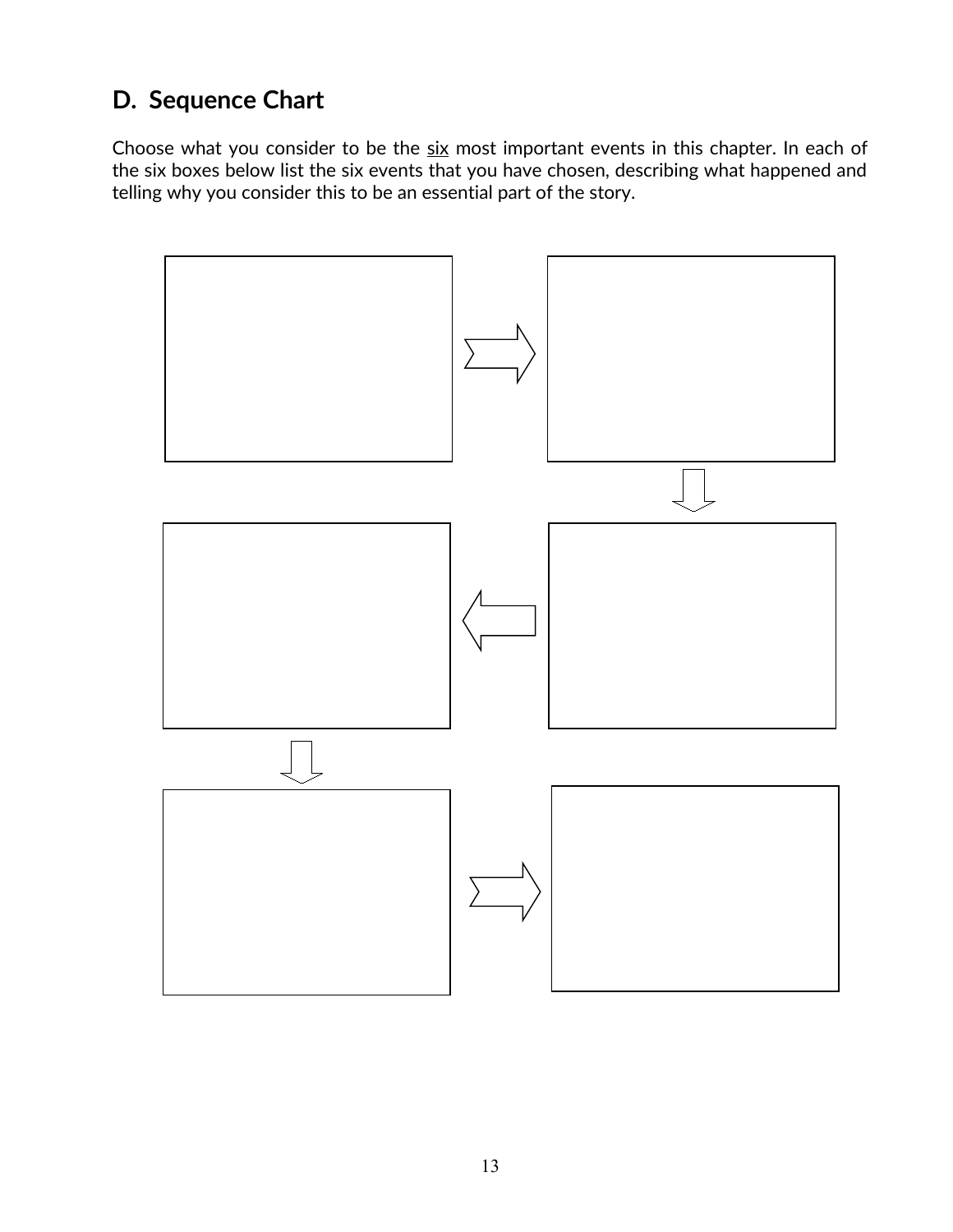## D. Sequence Chart

Choose what you consider to be the <u>six</u> most important events in this chapter. In each of the six boxes below list the six events that you have chosen, describing what happened and telling why you consider this to be an essential part of the story.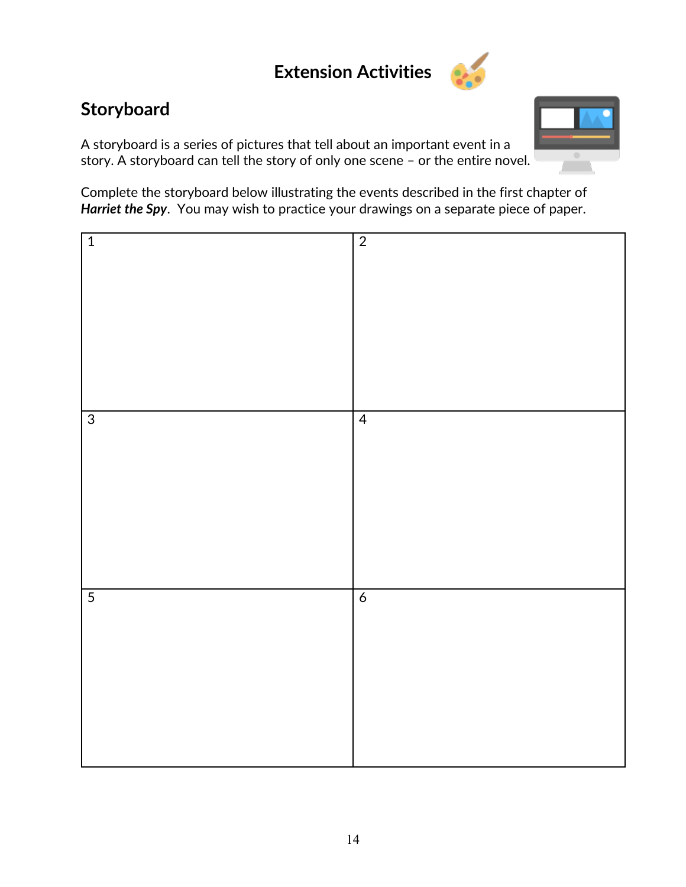# Extension Activities

## Storyboard

A storyboard is a series of pictures that tell about an important event in a story. A storyboard can tell the story of only one scene – or the entire novel.

Complete the storyboard below illustrating the events described in the first chapter of ***Harriet the Spy***. You may wish to practice your drawings on a separate piece of paper.

| | |
|---|---|
| 1 | 2 |
| 3 | 4 |
| 5 | 6 |